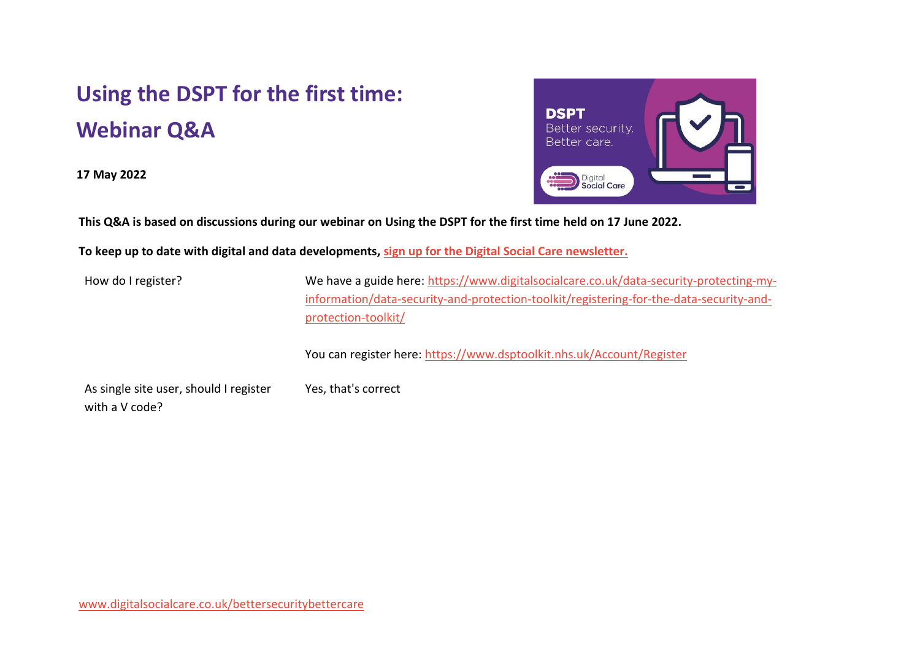# Using the DSPT for the first time: Webinar Q&A

**17 May 2022**

**This Q&A is based on discussions during our webinar on Using the DSPT for the first time held on 17 June 2022.**

**To keep up to date with digital and data developments, [sign up for the Digital Social Care newsletter.]()**

| | |
|---|---|
| How do I register? | We have a guide here: [https://www.digitalsocialcare.co.uk/data-security-protecting-my-information/data-security-and-protection-toolkit/registering-for-the-data-security-and-protection-toolkit/](https://www.digitalsocialcare.co.uk/data-security-protecting-my-information/data-security-and-protection-toolkit/registering-for-the-data-security-and-protection-toolkit/)<br><br>You can register here: [https://www.dsptoolkit.nhs.uk/Account/Register](https://www.dsptoolkit.nhs.uk/Account/Register) |
| As single site user, should I register with a V code? | Yes, that's correct |

[www.digitalsocialcare.co.uk/bettersecuritybettercare](www.digitalsocialcare.co.uk/bettersecuritybettercare)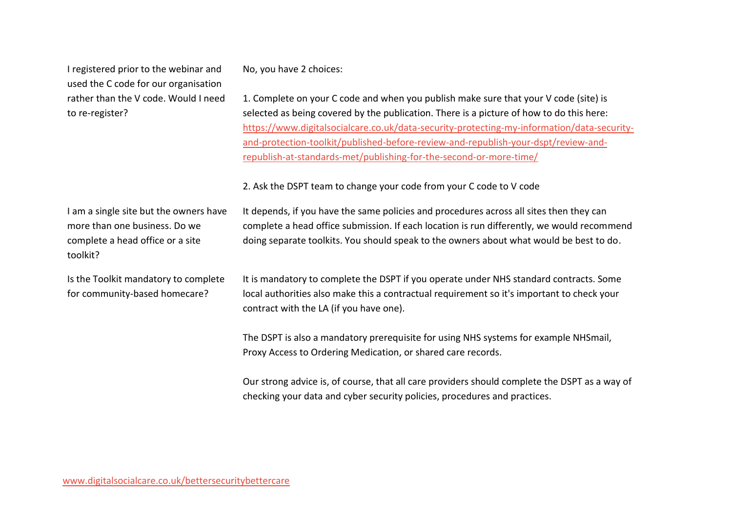| | |
|---|---|
| I registered prior to the webinar and used the C code for our organisation rather than the V code. Would I need to re-register? | No, you have 2 choices:<br><br>1. Complete on your C code and when you publish make sure that your V code (site) is selected as being covered by the publication. There is a picture of how to do this here: [https://www.digitalsocialcare.co.uk/data-security-protecting-my-information/data-security-and-protection-toolkit/published-before-review-and-republish-your-dspt/review-and-republish-at-standards-met/publishing-for-the-second-or-more-time/](https://www.digitalsocialcare.co.uk/data-security-protecting-my-information/data-security-and-protection-toolkit/published-before-review-and-republish-your-dspt/review-and-republish-at-standards-met/publishing-for-the-second-or-more-time/)<br><br>2. Ask the DSPT team to change your code from your C code to V code |
| I am a single site but the owners have more than one business. Do we complete a head office or a site toolkit? | It depends, if you have the same policies and procedures across all sites then they can complete a head office submission. If each location is run differently, we would recommend doing separate toolkits. You should speak to the owners about what would be best to do. |
| Is the Toolkit mandatory to complete for community-based homecare? | It is mandatory to complete the DSPT if you operate under NHS standard contracts. Some local authorities also make this a contractual requirement so it's important to check your contract with the LA (if you have one).<br><br>The DSPT is also a mandatory prerequisite for using NHS systems for example NHSmail, Proxy Access to Ordering Medication, or shared care records.<br><br>Our strong advice is, of course, that all care providers should complete the DSPT as a way of checking your data and cyber security policies, procedures and practices. |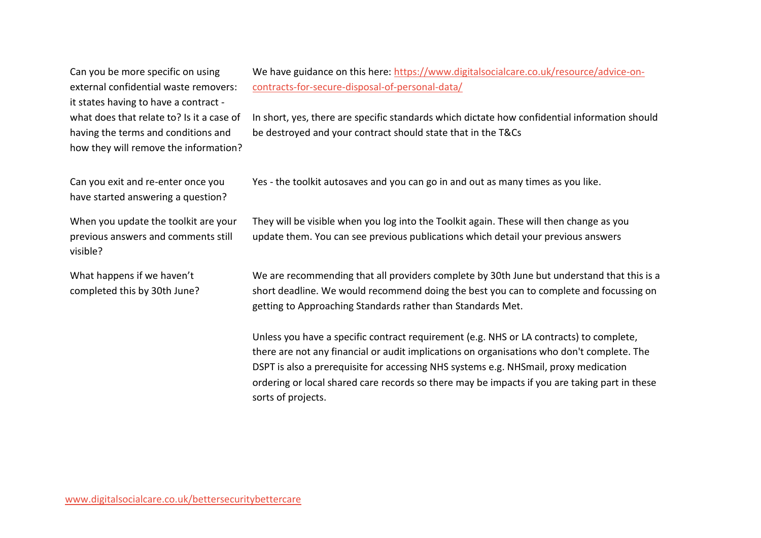| | |
|---|---|
| Can you be more specific on using external confidential waste removers: it states having to have a contract - what does that relate to? Is it a case of having the terms and conditions and how they will remove the information? | We have guidance on this here: [https://www.digitalsocialcare.co.uk/resource/advice-on-contracts-for-secure-disposal-of-personal-data/](https://www.digitalsocialcare.co.uk/resource/advice-on-contracts-for-secure-disposal-of-personal-data/)<br><br>In short, yes, there are specific standards which dictate how confidential information should be destroyed and your contract should state that in the T&Cs |
| Can you exit and re-enter once you have started answering a question? | Yes - the toolkit autosaves and you can go in and out as many times as you like. |
| When you update the toolkit are your previous answers and comments still visible? | They will be visible when you log into the Toolkit again. These will then change as you update them. You can see previous publications which detail your previous answers |
| What happens if we haven't completed this by 30th June? | We are recommending that all providers complete by 30th June but understand that this is a short deadline. We would recommend doing the best you can to complete and focussing on getting to Approaching Standards rather than Standards Met.<br><br>Unless you have a specific contract requirement (e.g. NHS or LA contracts) to complete, there are not any financial or audit implications on organisations who don't complete. The DSPT is also a prerequisite for accessing NHS systems e.g. NHSmail, proxy medication ordering or local shared care records so there may be impacts if you are taking part in these sorts of projects. |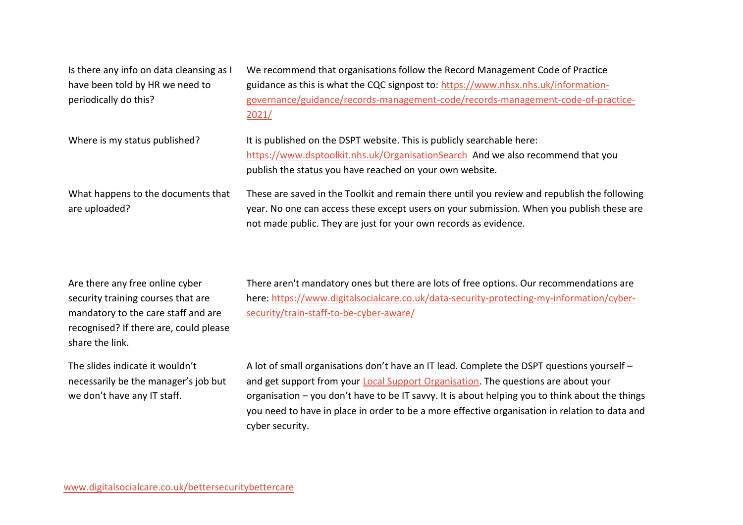**Is there any info on data cleansing as I have been told by HR we need to periodically do this?**

We recommend that organisations follow the Record Management Code of Practice guidance as this is what the CQC signpost to: [https://www.nhsx.nhs.uk/information-governance/guidance/records-management-code/records-management-code-of-practice-2021/](https://www.nhsx.nhs.uk/information-governance/guidance/records-management-code/records-management-code-of-practice-2021/)

**Where is my status published?**

It is published on the DSPT website. This is publicly searchable here: [https://www.dsptoolkit.nhs.uk/OrganisationSearch](https://www.dsptoolkit.nhs.uk/OrganisationSearch) And we also recommend that you publish the status you have reached on your own website.

**What happens to the documents that are uploaded?**

These are saved in the Toolkit and remain there until you review and republish the following year. No one can access these except users on your submission. When you publish these are not made public. They are just for your own records as evidence.

**Are there any free online cyber security training courses that are mandatory to the care staff and are recognised? If there are, could please share the link.**

There aren't mandatory ones but there are lots of free options. Our recommendations are here: [https://www.digitalsocialcare.co.uk/data-security-protecting-my-information/cyber-security/train-staff-to-be-cyber-aware/](https://www.digitalsocialcare.co.uk/data-security-protecting-my-information/cyber-security/train-staff-to-be-cyber-aware/)

**The slides indicate it wouldn't necessarily be the manager's job but we don't have any IT staff.**

A lot of small organisations don't have an IT lead. Complete the DSPT questions yourself – and get support from your Local Support Organisation. The questions are about your organisation – you don't have to be IT savvy. It is about helping you to think about the things you need to have in place in order to be a more effective organisation in relation to data and cyber security.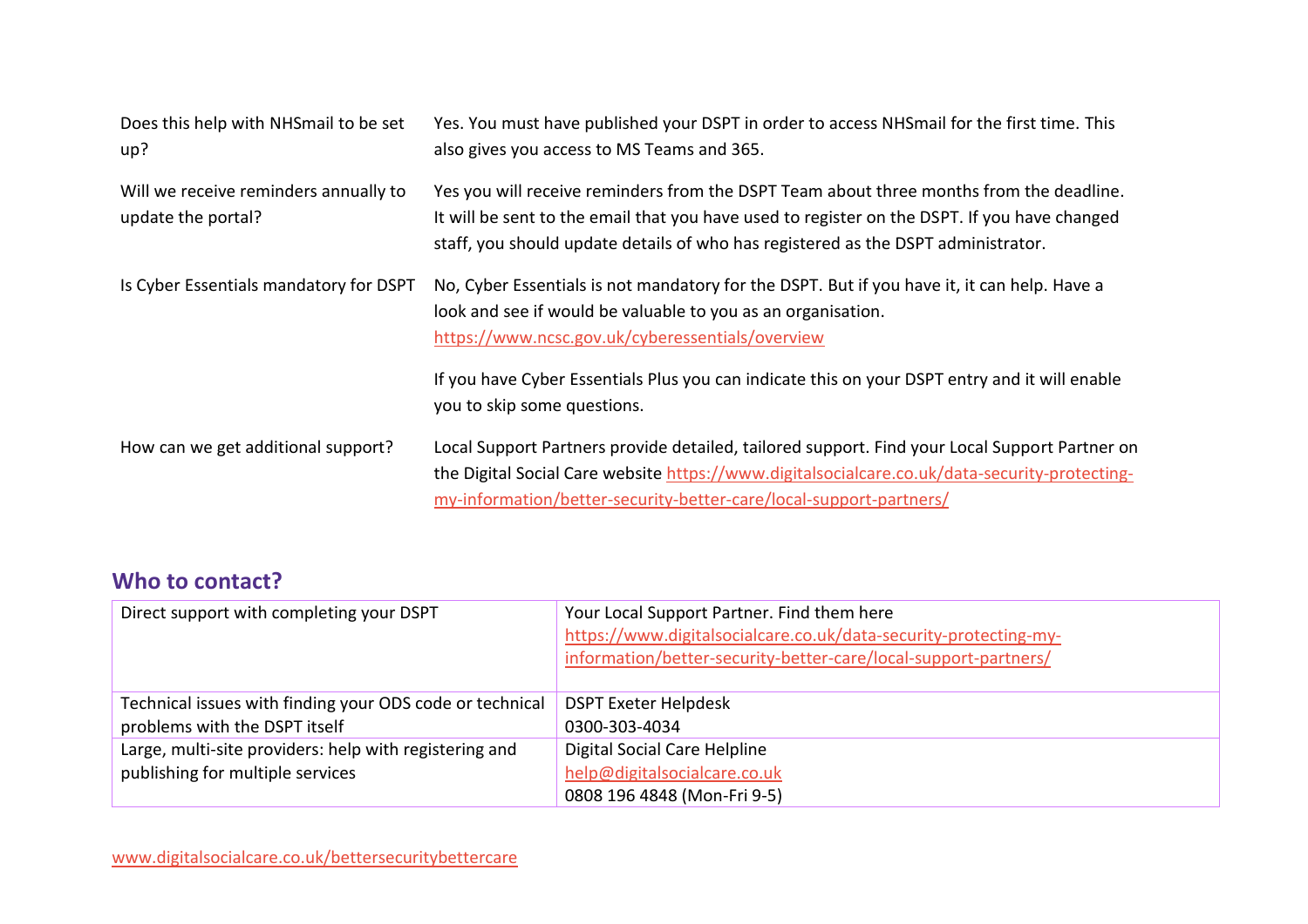| | |
|---|---|
| Does this help with NHSmail to be set up? | Yes. You must have published your DSPT in order to access NHSmail for the first time. This also gives you access to MS Teams and 365. |
| Will we receive reminders annually to update the portal? | Yes you will receive reminders from the DSPT Team about three months from the deadline. It will be sent to the email that you have used to register on the DSPT. If you have changed staff, you should update details of who has registered as the DSPT administrator. |
| Is Cyber Essentials mandatory for DSPT | No, Cyber Essentials is not mandatory for the DSPT. But if you have it, it can help. Have a look and see if would be valuable to you as an organisation. https://www.ncsc.gov.uk/cyberessentials/overview<br><br>If you have Cyber Essentials Plus you can indicate this on your DSPT entry and it will enable you to skip some questions. |
| How can we get additional support? | Local Support Partners provide detailed, tailored support. Find your Local Support Partner on the Digital Social Care website https://www.digitalsocialcare.co.uk/data-security-protecting-my-information/better-security-better-care/local-support-partners/ |

## Who to contact?

| | |
|---|---|
| Direct support with completing your DSPT | Your Local Support Partner. Find them here https://www.digitalsocialcare.co.uk/data-security-protecting-my-information/better-security-better-care/local-support-partners/ |
| Technical issues with finding your ODS code or technical problems with the DSPT itself | DSPT Exeter Helpdesk<br>0300-303-4034 |
| Large, multi-site providers: help with registering and publishing for multiple services | Digital Social Care Helpline<br>help@digitalsocialcare.co.uk<br>0808 196 4848 (Mon-Fri 9-5) |

www.digitalsocialcare.co.uk/bettersecuritybettercare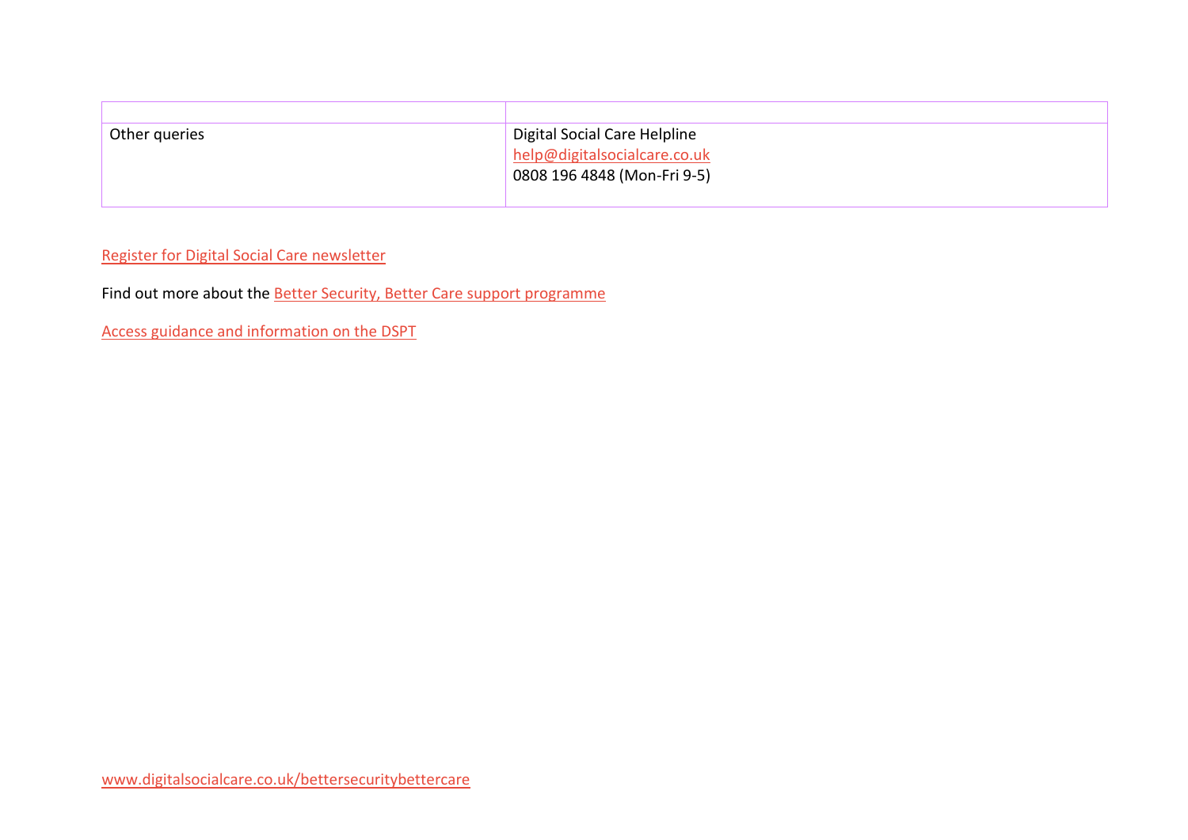| | |
|---|---|
| Other queries | Digital Social Care Helpline<br>help@digitalsocialcare.co.uk<br>0808 196 4848 (Mon-Fri 9-5) |

Register for Digital Social Care newsletter

Find out more about the Better Security, Better Care support programme

Access guidance and information on the DSPT

www.digitalsocialcare.co.uk/bettersecuritybettercare